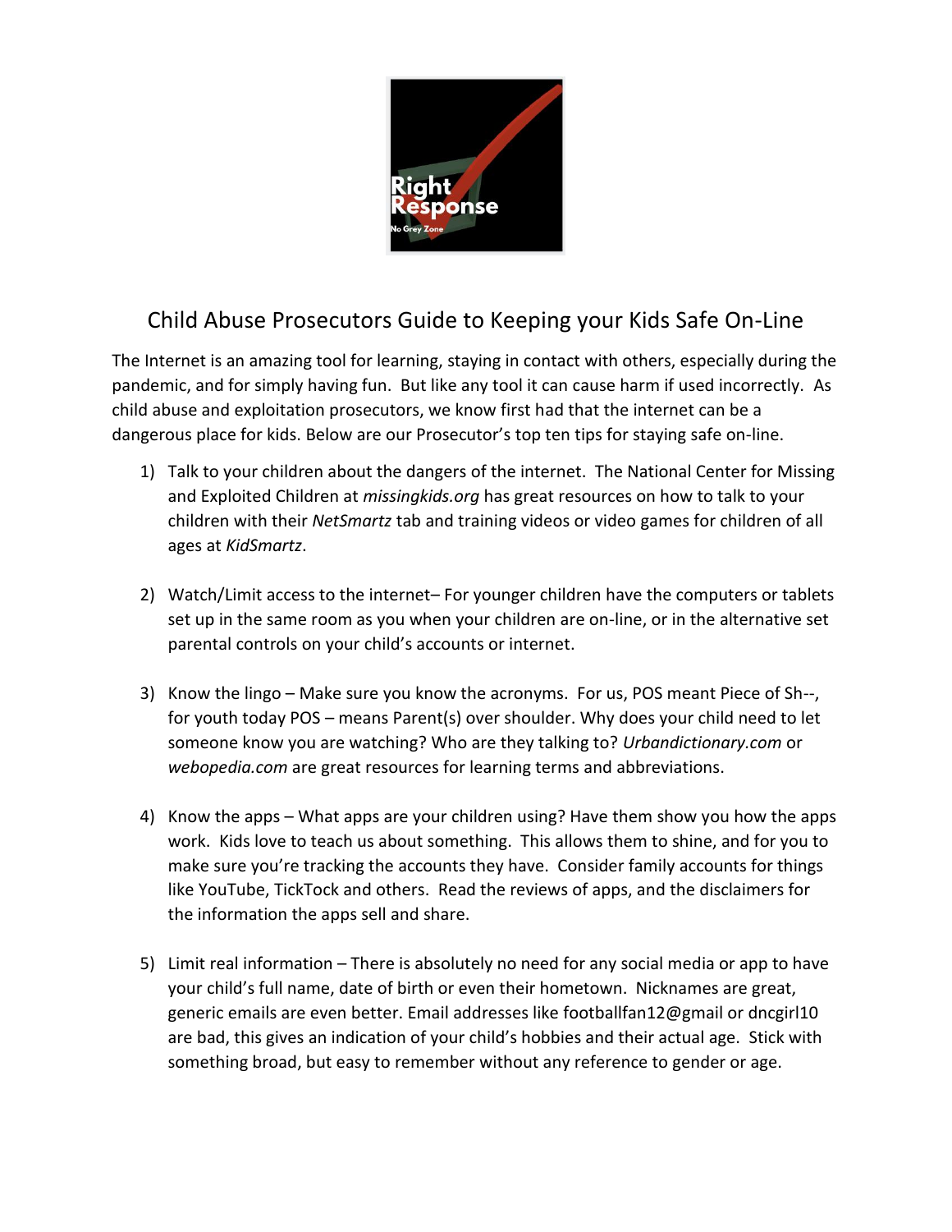# Child Abuse Prosecutors Guide to Keeping your Kids Safe On-Line

The Internet is an amazing tool for learning, staying in contact with others, especially during the pandemic, and for simply having fun. But like any tool it can cause harm if used incorrectly. As child abuse and exploitation prosecutors, we know first had that the internet can be a dangerous place for kids. Below are our Prosecutor's top ten tips for staying safe on-line.

1) Talk to your children about the dangers of the internet. The National Center for Missing and Exploited Children at *missingkids.org* has great resources on how to talk to your children with their *NetSmartz* tab and training videos or video games for children of all ages at *KidSmartz*.

2) Watch/Limit access to the internet– For younger children have the computers or tablets set up in the same room as you when your children are on-line, or in the alternative set parental controls on your child's accounts or internet.

3) Know the lingo – Make sure you know the acronyms. For us, POS meant Piece of Sh--, for youth today POS – means Parent(s) over shoulder. Why does your child need to let someone know you are watching? Who are they talking to? *Urbandictionary.com* or *webopedia.com* are great resources for learning terms and abbreviations.

4) Know the apps – What apps are your children using? Have them show you how the apps work. Kids love to teach us about something. This allows them to shine, and for you to make sure you're tracking the accounts they have. Consider family accounts for things like YouTube, TickTock and others. Read the reviews of apps, and the disclaimers for the information the apps sell and share.

5) Limit real information – There is absolutely no need for any social media or app to have your child's full name, date of birth or even their hometown. Nicknames are great, generic emails are even better. Email addresses like footballfan12@gmail or dncgirl10 are bad, this gives an indication of your child's hobbies and their actual age. Stick with something broad, but easy to remember without any reference to gender or age.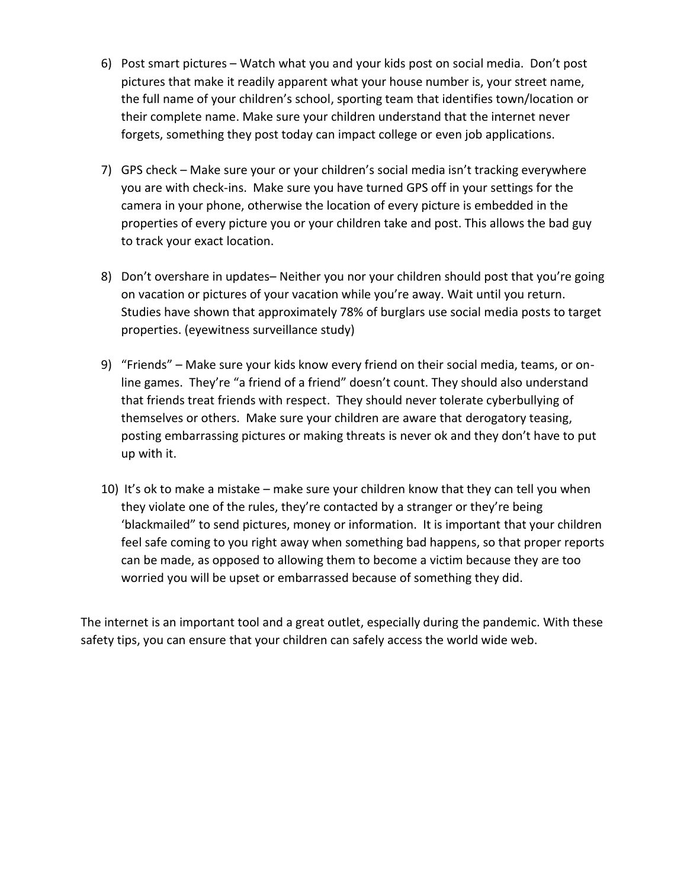6) Post smart pictures – Watch what you and your kids post on social media. Don't post pictures that make it readily apparent what your house number is, your street name, the full name of your children's school, sporting team that identifies town/location or their complete name. Make sure your children understand that the internet never forgets, something they post today can impact college or even job applications.

7) GPS check – Make sure your or your children's social media isn't tracking everywhere you are with check-ins. Make sure you have turned GPS off in your settings for the camera in your phone, otherwise the location of every picture is embedded in the properties of every picture you or your children take and post. This allows the bad guy to track your exact location.

8) Don't overshare in updates– Neither you nor your children should post that you're going on vacation or pictures of your vacation while you're away. Wait until you return. Studies have shown that approximately 78% of burglars use social media posts to target properties. (eyewitness surveillance study)

9) "Friends" – Make sure your kids know every friend on their social media, teams, or on-line games. They're "a friend of a friend" doesn't count. They should also understand that friends treat friends with respect. They should never tolerate cyberbullying of themselves or others. Make sure your children are aware that derogatory teasing, posting embarrassing pictures or making threats is never ok and they don't have to put up with it.

10) It's ok to make a mistake – make sure your children know that they can tell you when they violate one of the rules, they're contacted by a stranger or they're being 'blackmailed" to send pictures, money or information. It is important that your children feel safe coming to you right away when something bad happens, so that proper reports can be made, as opposed to allowing them to become a victim because they are too worried you will be upset or embarrassed because of something they did.

The internet is an important tool and a great outlet, especially during the pandemic. With these safety tips, you can ensure that your children can safely access the world wide web.